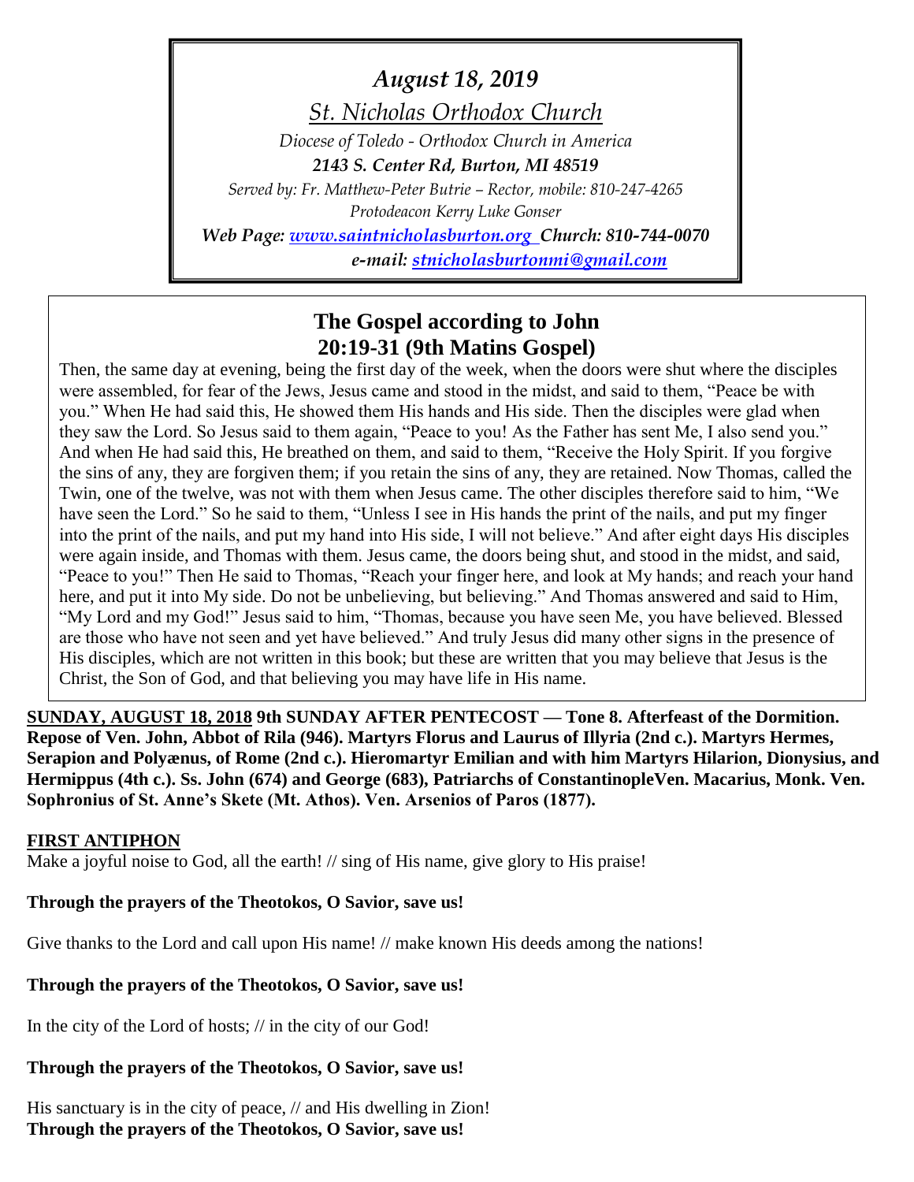*August 18, 2019*

*St. Nicholas Orthodox Church*

*Diocese of Toledo - Orthodox Church in America*

***2143 S. Center Rd, Burton, MI 48519***

*Served by: Fr. Matthew-Peter Butrie – Rector, mobile: 810-247-4265*

*Protodeacon Kerry Luke Gonser*

***Web Page: www.saintnicholasburton.org Church: 810-744-0070***

***e-mail: stnicholasburtonmi@gmail.com***

## The Gospel according to John 20:19-31 (9th Matins Gospel)

Then, the same day at evening, being the first day of the week, when the doors were shut where the disciples were assembled, for fear of the Jews, Jesus came and stood in the midst, and said to them, "Peace be with you." When He had said this, He showed them His hands and His side. Then the disciples were glad when they saw the Lord. So Jesus said to them again, "Peace to you! As the Father has sent Me, I also send you." And when He had said this, He breathed on them, and said to them, "Receive the Holy Spirit. If you forgive the sins of any, they are forgiven them; if you retain the sins of any, they are retained. Now Thomas, called the Twin, one of the twelve, was not with them when Jesus came. The other disciples therefore said to him, "We have seen the Lord." So he said to them, "Unless I see in His hands the print of the nails, and put my finger into the print of the nails, and put my hand into His side, I will not believe." And after eight days His disciples were again inside, and Thomas with them. Jesus came, the doors being shut, and stood in the midst, and said, "Peace to you!" Then He said to Thomas, "Reach your finger here, and look at My hands; and reach your hand here, and put it into My side. Do not be unbelieving, but believing." And Thomas answered and said to Him, "My Lord and my God!" Jesus said to him, "Thomas, because you have seen Me, you have believed. Blessed are those who have not seen and yet have believed." And truly Jesus did many other signs in the presence of His disciples, which are not written in this book; but these are written that you may believe that Jesus is the Christ, the Son of God, and that believing you may have life in His name.

**SUNDAY, AUGUST 18, 2018 9th SUNDAY AFTER PENTECOST — Tone 8. Afterfeast of the Dormition. Repose of Ven. John, Abbot of Rila (946). Martyrs Florus and Laurus of Illyria (2nd c.). Martyrs Hermes, Serapion and Polyænus, of Rome (2nd c.). Hieromartyr Emilian and with him Martyrs Hilarion, Dionysius, and Hermippus (4th c.). Ss. John (674) and George (683), Patriarchs of ConstantinopleVen. Macarius, Monk. Ven. Sophronius of St. Anne's Skete (Mt. Athos). Ven. Arsenios of Paros (1877).**

**FIRST ANTIPHON**

Make a joyful noise to God, all the earth! // sing of His name, give glory to His praise!

**Through the prayers of the Theotokos, O Savior, save us!**

Give thanks to the Lord and call upon His name! // make known His deeds among the nations!

**Through the prayers of the Theotokos, O Savior, save us!**

In the city of the Lord of hosts; // in the city of our God!

**Through the prayers of the Theotokos, O Savior, save us!**

His sanctuary is in the city of peace, // and His dwelling in Zion!

**Through the prayers of the Theotokos, O Savior, save us!**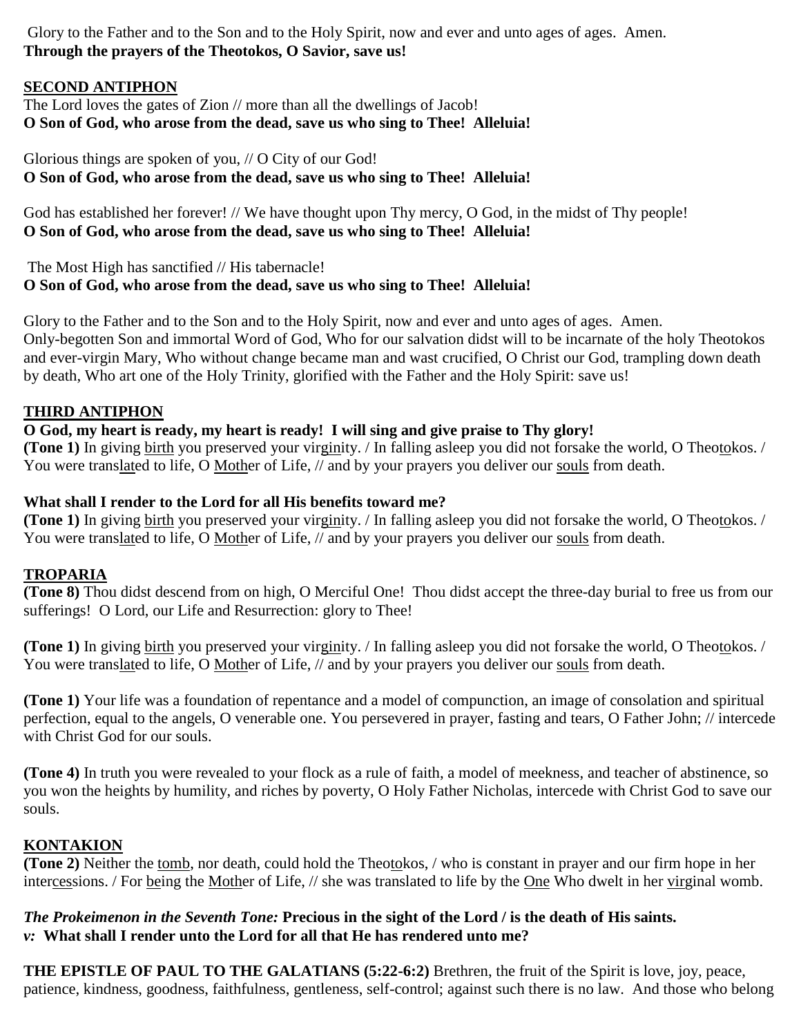Glory to the Father and to the Son and to the Holy Spirit, now and ever and unto ages of ages. Amen.
**Through the prayers of the Theotokos, O Savior, save us!**

## SECOND ANTIPHON

The Lord loves the gates of Zion // more than all the dwellings of Jacob!
**O Son of God, who arose from the dead, save us who sing to Thee! Alleluia!**

Glorious things are spoken of you, // O City of our God!
**O Son of God, who arose from the dead, save us who sing to Thee! Alleluia!**

God has established her forever! // We have thought upon Thy mercy, O God, in the midst of Thy people!
**O Son of God, who arose from the dead, save us who sing to Thee! Alleluia!**

The Most High has sanctified // His tabernacle!
**O Son of God, who arose from the dead, save us who sing to Thee! Alleluia!**

Glory to the Father and to the Son and to the Holy Spirit, now and ever and unto ages of ages. Amen.
Only-begotten Son and immortal Word of God, Who for our salvation didst will to be incarnate of the holy Theotokos and ever-virgin Mary, Who without change became man and wast crucified, O Christ our God, trampling down death by death, Who art one of the Holy Trinity, glorified with the Father and the Holy Spirit: save us!

## THIRD ANTIPHON

**O God, my heart is ready, my heart is ready! I will sing and give praise to Thy glory!**
**(Tone 1)** In giving birth you preserved your virginity. / In falling asleep you did not forsake the world, O Theotokos. / You were translated to life, O Mother of Life, // and by your prayers you deliver our souls from death.

**What shall I render to the Lord for all His benefits toward me?**
**(Tone 1)** In giving birth you preserved your virginity. / In falling asleep you did not forsake the world, O Theotokos. / You were translated to life, O Mother of Life, // and by your prayers you deliver our souls from death.

## TROPARIA

**(Tone 8)** Thou didst descend from on high, O Merciful One! Thou didst accept the three-day burial to free us from our sufferings! O Lord, our Life and Resurrection: glory to Thee!

**(Tone 1)** In giving birth you preserved your virginity. / In falling asleep you did not forsake the world, O Theotokos. / You were translated to life, O Mother of Life, // and by your prayers you deliver our souls from death.

**(Tone 1)** Your life was a foundation of repentance and a model of compunction, an image of consolation and spiritual perfection, equal to the angels, O venerable one. You persevered in prayer, fasting and tears, O Father John; // intercede with Christ God for our souls.

**(Tone 4)** In truth you were revealed to your flock as a rule of faith, a model of meekness, and teacher of abstinence, so you won the heights by humility, and riches by poverty, O Holy Father Nicholas, intercede with Christ God to save our souls.

## KONTAKION

**(Tone 2)** Neither the tomb, nor death, could hold the Theotokos, / who is constant in prayer and our firm hope in her intercessions. / For being the Mother of Life, // she was translated to life by the One Who dwelt in her virginal womb.

***The Prokeimenon in the Seventh Tone:*** **Precious in the sight of the Lord / is the death of His saints.**
***v:*** **What shall I render unto the Lord for all that He has rendered unto me?**

**THE EPISTLE OF PAUL TO THE GALATIANS (5:22-6:2)** Brethren, the fruit of the Spirit is love, joy, peace, patience, kindness, goodness, faithfulness, gentleness, self-control; against such there is no law. And those who belong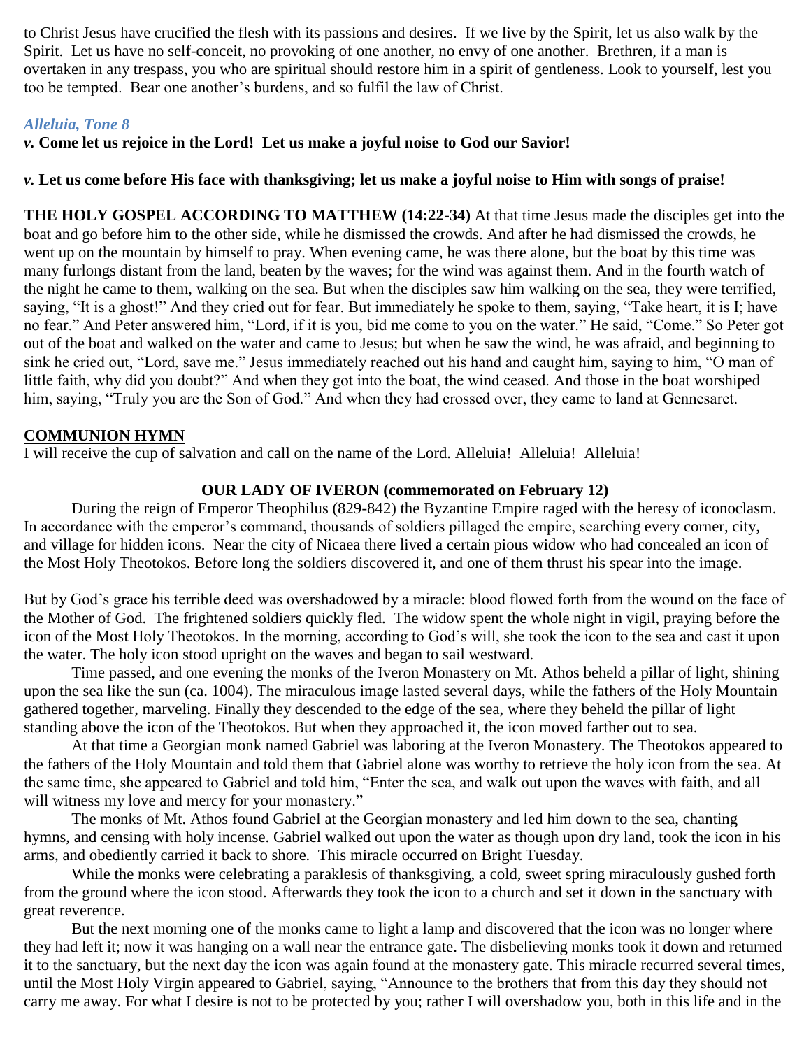to Christ Jesus have crucified the flesh with its passions and desires. If we live by the Spirit, let us also walk by the Spirit. Let us have no self-conceit, no provoking of one another, no envy of one another. Brethren, if a man is overtaken in any trespass, you who are spiritual should restore him in a spirit of gentleness. Look to yourself, lest you too be tempted. Bear one another's burdens, and so fulfil the law of Christ.

### *Alleluia, Tone 8*

***v.* Come let us rejoice in the Lord! Let us make a joyful noise to God our Savior!**

***v.* Let us come before His face with thanksgiving; let us make a joyful noise to Him with songs of praise!**

**THE HOLY GOSPEL ACCORDING TO MATTHEW (14:22-34)** At that time Jesus made the disciples get into the boat and go before him to the other side, while he dismissed the crowds. And after he had dismissed the crowds, he went up on the mountain by himself to pray. When evening came, he was there alone, but the boat by this time was many furlongs distant from the land, beaten by the waves; for the wind was against them. And in the fourth watch of the night he came to them, walking on the sea. But when the disciples saw him walking on the sea, they were terrified, saying, "It is a ghost!" And they cried out for fear. But immediately he spoke to them, saying, "Take heart, it is I; have no fear." And Peter answered him, "Lord, if it is you, bid me come to you on the water." He said, "Come." So Peter got out of the boat and walked on the water and came to Jesus; but when he saw the wind, he was afraid, and beginning to sink he cried out, "Lord, save me." Jesus immediately reached out his hand and caught him, saying to him, "O man of little faith, why did you doubt?" And when they got into the boat, the wind ceased. And those in the boat worshiped him, saying, "Truly you are the Son of God." And when they had crossed over, they came to land at Gennesaret.

**COMMUNION HYMN**

I will receive the cup of salvation and call on the name of the Lord. Alleluia! Alleluia! Alleluia!

**OUR LADY OF IVERON (commemorated on February 12)**

During the reign of Emperor Theophilus (829-842) the Byzantine Empire raged with the heresy of iconoclasm. In accordance with the emperor's command, thousands of soldiers pillaged the empire, searching every corner, city, and village for hidden icons. Near the city of Nicaea there lived a certain pious widow who had concealed an icon of the Most Holy Theotokos. Before long the soldiers discovered it, and one of them thrust his spear into the image.

But by God's grace his terrible deed was overshadowed by a miracle: blood flowed forth from the wound on the face of the Mother of God. The frightened soldiers quickly fled. The widow spent the whole night in vigil, praying before the icon of the Most Holy Theotokos. In the morning, according to God's will, she took the icon to the sea and cast it upon the water. The holy icon stood upright on the waves and began to sail westward.

Time passed, and one evening the monks of the Iveron Monastery on Mt. Athos beheld a pillar of light, shining upon the sea like the sun (ca. 1004). The miraculous image lasted several days, while the fathers of the Holy Mountain gathered together, marveling. Finally they descended to the edge of the sea, where they beheld the pillar of light standing above the icon of the Theotokos. But when they approached it, the icon moved farther out to sea.

At that time a Georgian monk named Gabriel was laboring at the Iveron Monastery. The Theotokos appeared to the fathers of the Holy Mountain and told them that Gabriel alone was worthy to retrieve the holy icon from the sea. At the same time, she appeared to Gabriel and told him, "Enter the sea, and walk out upon the waves with faith, and all will witness my love and mercy for your monastery."

The monks of Mt. Athos found Gabriel at the Georgian monastery and led him down to the sea, chanting hymns, and censing with holy incense. Gabriel walked out upon the water as though upon dry land, took the icon in his arms, and obediently carried it back to shore. This miracle occurred on Bright Tuesday.

While the monks were celebrating a paraklesis of thanksgiving, a cold, sweet spring miraculously gushed forth from the ground where the icon stood. Afterwards they took the icon to a church and set it down in the sanctuary with great reverence.

But the next morning one of the monks came to light a lamp and discovered that the icon was no longer where they had left it; now it was hanging on a wall near the entrance gate. The disbelieving monks took it down and returned it to the sanctuary, but the next day the icon was again found at the monastery gate. This miracle recurred several times, until the Most Holy Virgin appeared to Gabriel, saying, "Announce to the brothers that from this day they should not carry me away. For what I desire is not to be protected by you; rather I will overshadow you, both in this life and in the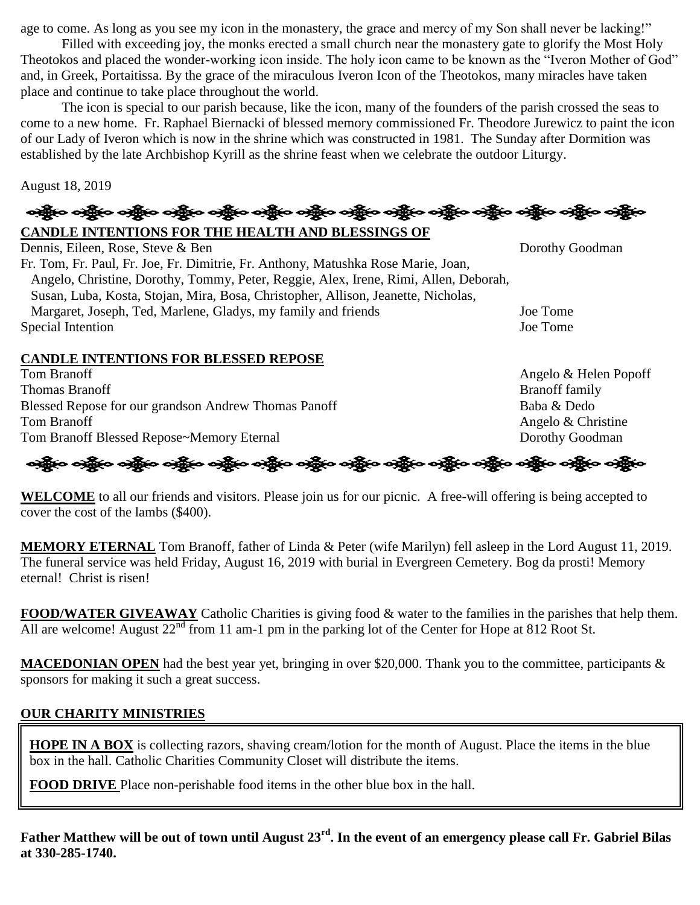age to come. As long as you see my icon in the monastery, the grace and mercy of my Son shall never be lacking!"

Filled with exceeding joy, the monks erected a small church near the monastery gate to glorify the Most Holy Theotokos and placed the wonder-working icon inside. The holy icon came to be known as the "Iveron Mother of God" and, in Greek, Portaitissa. By the grace of the miraculous Iveron Icon of the Theotokos, many miracles have taken place and continue to take place throughout the world.

The icon is special to our parish because, like the icon, many of the founders of the parish crossed the seas to come to a new home. Fr. Raphael Biernacki of blessed memory commissioned Fr. Theodore Jurewicz to paint the icon of our Lady of Iveron which is now in the shrine which was constructed in 1981. The Sunday after Dormition was established by the late Archbishop Kyrill as the shrine feast when we celebrate the outdoor Liturgy.

August 18, 2019

**CANDLE INTENTIONS FOR THE HEALTH AND BLESSINGS OF**

| | |
|---|---|
| Dennis, Eileen, Rose, Steve & Ben | Dorothy Goodman |
| Fr. Tom, Fr. Paul, Fr. Joe, Fr. Dimitrie, Fr. Anthony, Matushka Rose Marie, Joan, Angelo, Christine, Dorothy, Tommy, Peter, Reggie, Alex, Irene, Rimi, Allen, Deborah, Susan, Luba, Kosta, Stojan, Mira, Bosa, Christopher, Allison, Jeanette, Nicholas, Margaret, Joseph, Ted, Marlene, Gladys, my family and friends | Joe Tome |
| Special Intention | Joe Tome |

**CANDLE INTENTIONS FOR BLESSED REPOSE**

| | |
|---|---|
| Tom Branoff | Angelo & Helen Popoff |
| Thomas Branoff | Branoff family |
| Blessed Repose for our grandson Andrew Thomas Panoff | Baba & Dedo |
| Tom Branoff | Angelo & Christine |
| Tom Branoff Blessed Repose~Memory Eternal | Dorothy Goodman |

**WELCOME** to all our friends and visitors. Please join us for our picnic. A free-will offering is being accepted to cover the cost of the lambs ($400).

**MEMORY ETERNAL** Tom Branoff, father of Linda & Peter (wife Marilyn) fell asleep in the Lord August 11, 2019. The funeral service was held Friday, August 16, 2019 with burial in Evergreen Cemetery. Bog da prosti! Memory eternal! Christ is risen!

**FOOD/WATER GIVEAWAY** Catholic Charities is giving food & water to the families in the parishes that help them. All are welcome! August 22nd from 11 am-1 pm in the parking lot of the Center for Hope at 812 Root St.

**MACEDONIAN OPEN** had the best year yet, bringing in over $20,000. Thank you to the committee, participants & sponsors for making it such a great success.

**OUR CHARITY MINISTRIES**

**HOPE IN A BOX** is collecting razors, shaving cream/lotion for the month of August. Place the items in the blue box in the hall. Catholic Charities Community Closet will distribute the items.

**FOOD DRIVE** Place non-perishable food items in the other blue box in the hall.

**Father Matthew will be out of town until August 23rd. In the event of an emergency please call Fr. Gabriel Bilas at 330-285-1740.**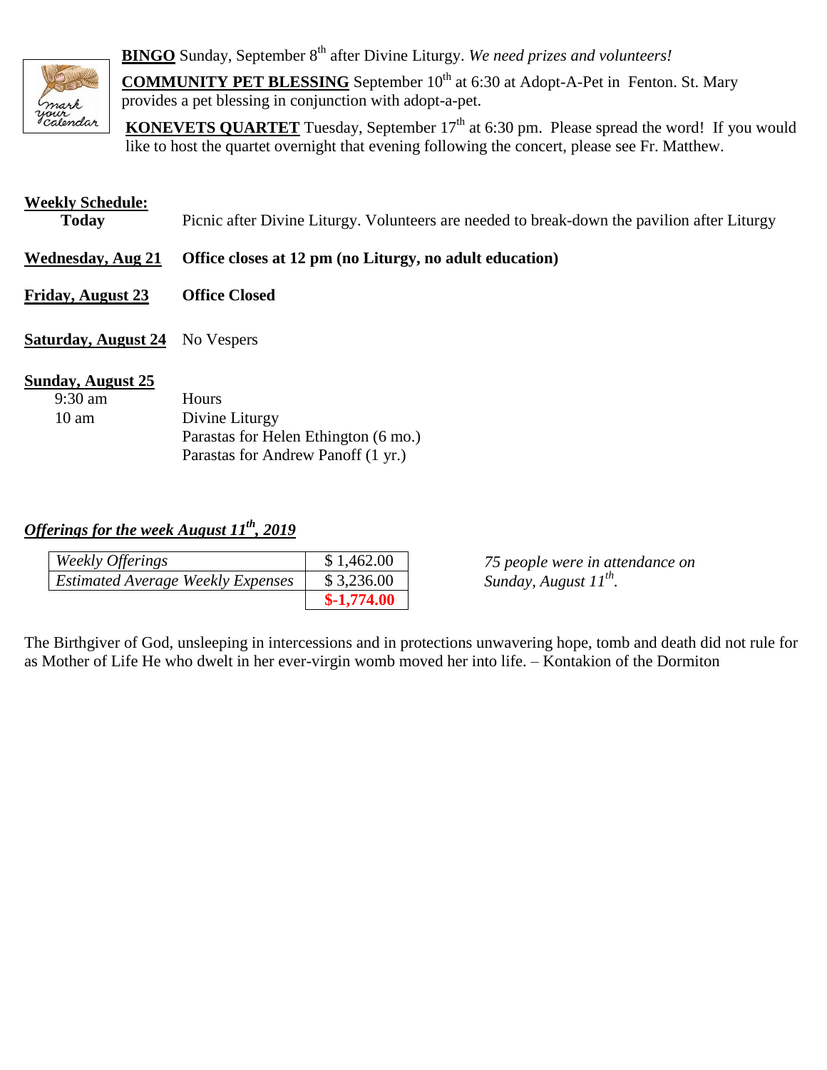**BINGO** Sunday, September 8th after Divine Liturgy. *We need prizes and volunteers!*

**COMMUNITY PET BLESSING** September 10th at 6:30 at Adopt-A-Pet in Fenton. St. Mary provides a pet blessing in conjunction with adopt-a-pet.

**KONEVETS QUARTET** Tuesday, September 17th at 6:30 pm. Please spread the word! If you would like to host the quartet overnight that evening following the concert, please see Fr. Matthew.

**Weekly Schedule:**

| | |
|---|---|
| **Today** | Picnic after Divine Liturgy. Volunteers are needed to break-down the pavilion after Liturgy |
| **Wednesday, Aug 21** | **Office closes at 12 pm (no Liturgy, no adult education)** |
| **Friday, August 23** | **Office Closed** |
| **Saturday, August 24** | No Vespers |
| **Sunday, August 25** | |
| 9:30 am | Hours |
| 10 am | Divine Liturgy |
| | Parastas for Helen Ethington (6 mo.) |
| | Parastas for Andrew Panoff (1 yr.) |

***Offerings for the week August 11th, 2019***

| | |
|---|---|
| *Weekly Offerings* | $ 1,462.00 |
| *Estimated Average Weekly Expenses* | $ 3,236.00 |
| | **$-1,774.00** |

*75 people were in attendance on Sunday, August 11th.*

The Birthgiver of God, unsleeping in intercessions and in protections unwavering hope, tomb and death did not rule for as Mother of Life He who dwelt in her ever-virgin womb moved her into life. – Kontakion of the Dormiton